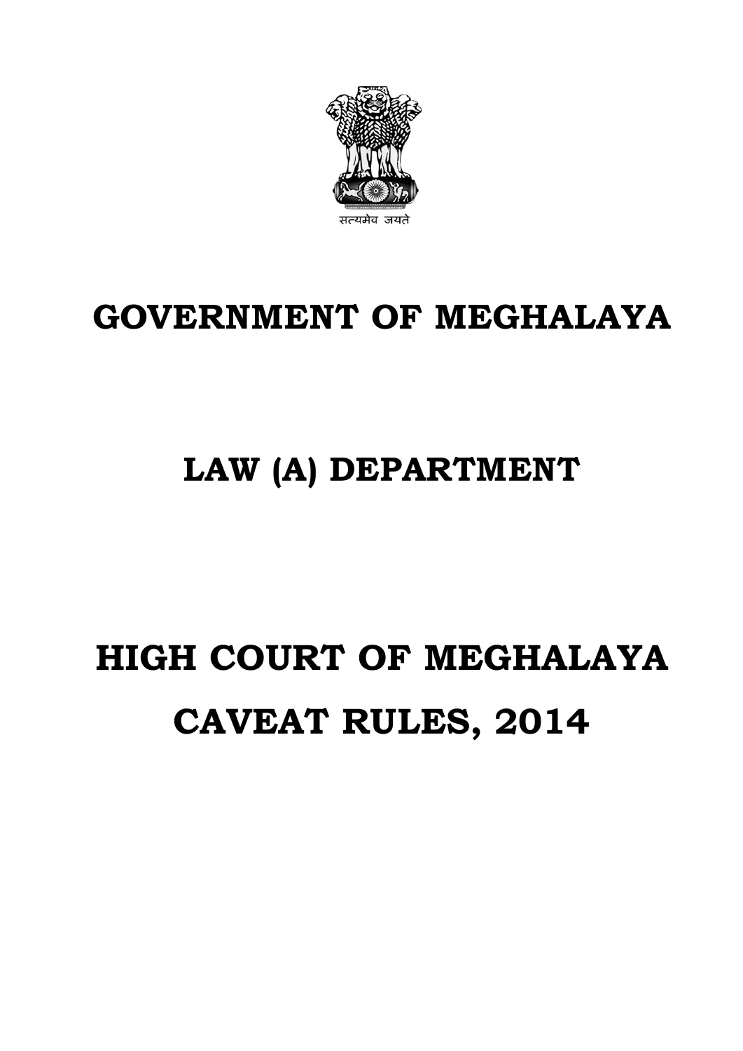सत्यमेव जयते

# GOVERNMENT OF MEGHALAYA

# LAW (A) DEPARTMENT

# HIGH COURT OF MEGHALAYA CAVEAT RULES, 2014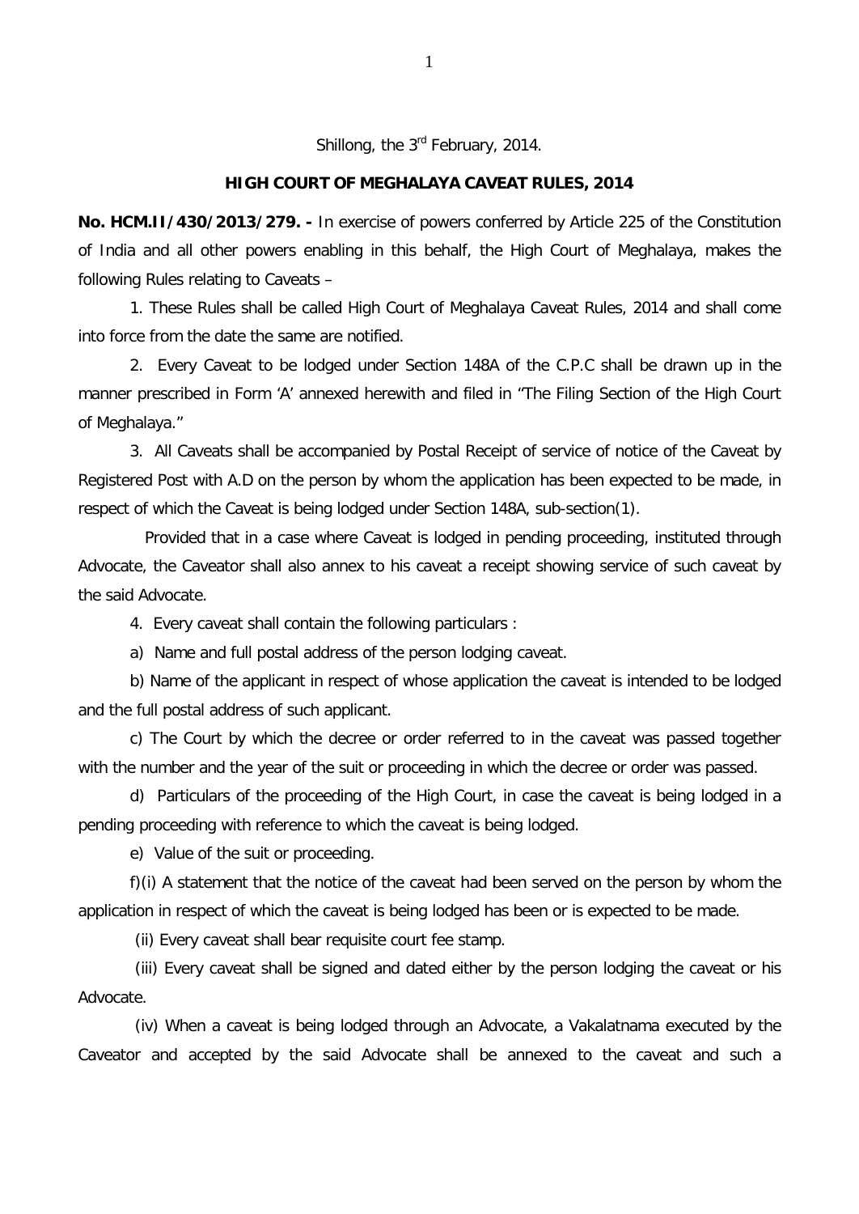Shillong, the 3rd February, 2014.

**HIGH COURT OF MEGHALAYA CAVEAT RULES, 2014**

**No. HCM.II/430/2013/279. -** In exercise of powers conferred by Article 225 of the Constitution of India and all other powers enabling in this behalf, the High Court of Meghalaya, makes the following Rules relating to Caveats –

1. These Rules shall be called High Court of Meghalaya Caveat Rules, 2014 and shall come into force from the date the same are notified.

2. Every Caveat to be lodged under Section 148A of the C.P.C shall be drawn up in the manner prescribed in Form 'A' annexed herewith and filed in "The Filing Section of the High Court of Meghalaya."

3. All Caveats shall be accompanied by Postal Receipt of service of notice of the Caveat by Registered Post with A.D on the person by whom the application has been expected to be made, in respect of which the Caveat is being lodged under Section 148A, sub-section(1).

Provided that in a case where Caveat is lodged in pending proceeding, instituted through Advocate, the Caveator shall also annex to his caveat a receipt showing service of such caveat by the said Advocate.

4. Every caveat shall contain the following particulars :

a) Name and full postal address of the person lodging caveat.

b) Name of the applicant in respect of whose application the caveat is intended to be lodged and the full postal address of such applicant.

c) The Court by which the decree or order referred to in the caveat was passed together with the number and the year of the suit or proceeding in which the decree or order was passed.

d) Particulars of the proceeding of the High Court, in case the caveat is being lodged in a pending proceeding with reference to which the caveat is being lodged.

e) Value of the suit or proceeding.

f)(i) A statement that the notice of the caveat had been served on the person by whom the application in respect of which the caveat is being lodged has been or is expected to be made.

(ii) Every caveat shall bear requisite court fee stamp.

(iii) Every caveat shall be signed and dated either by the person lodging the caveat or his Advocate.

(iv) When a caveat is being lodged through an Advocate, a Vakalatnama executed by the Caveator and accepted by the said Advocate shall be annexed to the caveat and such a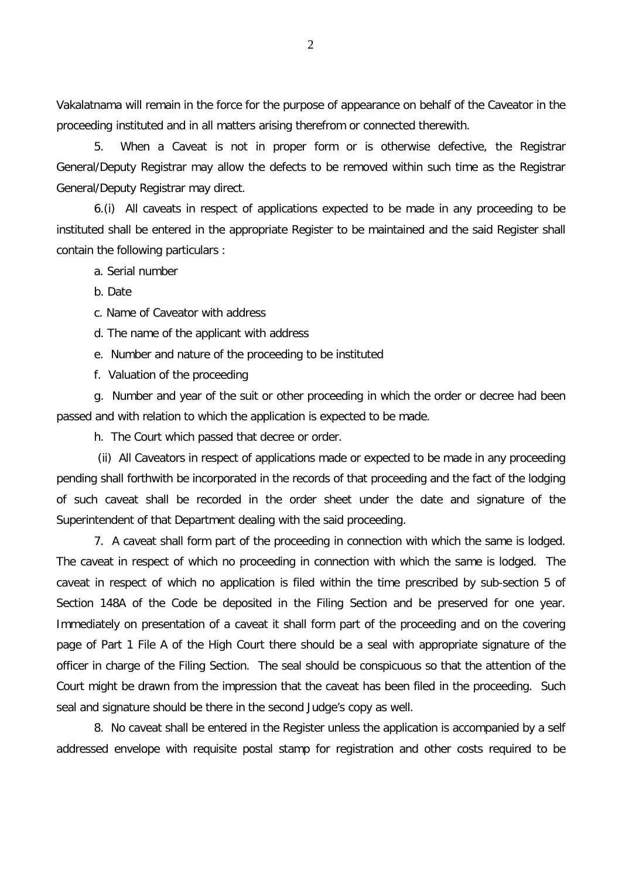Vakalatnama will remain in the force for the purpose of appearance on behalf of the Caveator in the proceeding instituted and in all matters arising therefrom or connected therewith.

5. When a Caveat is not in proper form or is otherwise defective, the Registrar General/Deputy Registrar may allow the defects to be removed within such time as the Registrar General/Deputy Registrar may direct.

6.(i) All caveats in respect of applications expected to be made in any proceeding to be instituted shall be entered in the appropriate Register to be maintained and the said Register shall contain the following particulars :

a. Serial number

b. Date

c. Name of Caveator with address

d. The name of the applicant with address

e. Number and nature of the proceeding to be instituted

f. Valuation of the proceeding

g. Number and year of the suit or other proceeding in which the order or decree had been passed and with relation to which the application is expected to be made.

h. The Court which passed that decree or order.

(ii) All Caveators in respect of applications made or expected to be made in any proceeding pending shall forthwith be incorporated in the records of that proceeding and the fact of the lodging of such caveat shall be recorded in the order sheet under the date and signature of the Superintendent of that Department dealing with the said proceeding.

7. A caveat shall form part of the proceeding in connection with which the same is lodged. The caveat in respect of which no proceeding in connection with which the same is lodged. The caveat in respect of which no application is filed within the time prescribed by sub-section 5 of Section 148A of the Code be deposited in the Filing Section and be preserved for one year. Immediately on presentation of a caveat it shall form part of the proceeding and on the covering page of Part 1 File A of the High Court there should be a seal with appropriate signature of the officer in charge of the Filing Section. The seal should be conspicuous so that the attention of the Court might be drawn from the impression that the caveat has been filed in the proceeding. Such seal and signature should be there in the second Judge's copy as well.

8. No caveat shall be entered in the Register unless the application is accompanied by a self addressed envelope with requisite postal stamp for registration and other costs required to be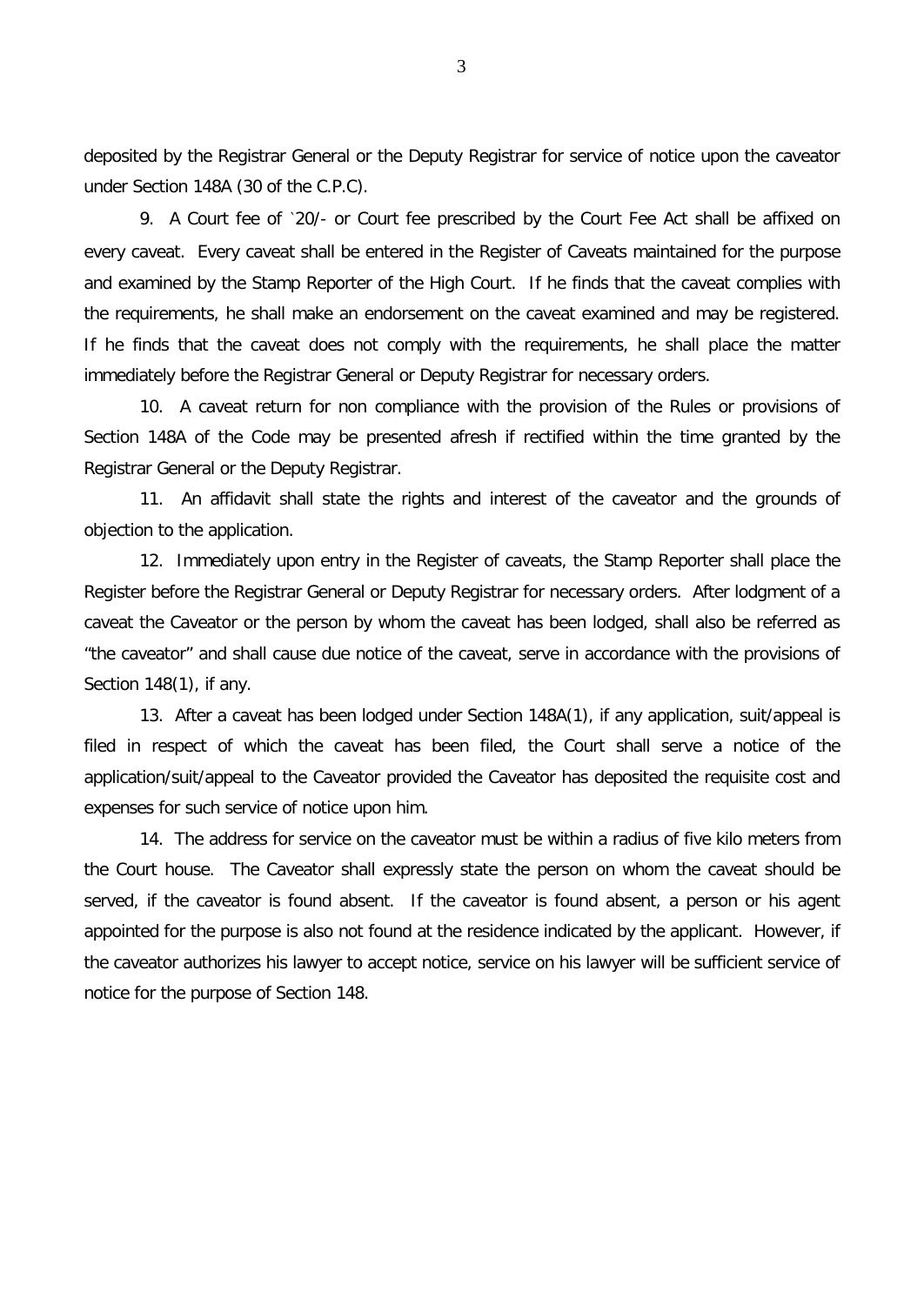deposited by the Registrar General or the Deputy Registrar for service of notice upon the caveator under Section 148A (30 of the C.P.C).

9. A Court fee of `20/- or Court fee prescribed by the Court Fee Act shall be affixed on every caveat. Every caveat shall be entered in the Register of Caveats maintained for the purpose and examined by the Stamp Reporter of the High Court. If he finds that the caveat complies with the requirements, he shall make an endorsement on the caveat examined and may be registered. If he finds that the caveat does not comply with the requirements, he shall place the matter immediately before the Registrar General or Deputy Registrar for necessary orders.

10. A caveat return for non compliance with the provision of the Rules or provisions of Section 148A of the Code may be presented afresh if rectified within the time granted by the Registrar General or the Deputy Registrar.

11. An affidavit shall state the rights and interest of the caveator and the grounds of objection to the application.

12. Immediately upon entry in the Register of caveats, the Stamp Reporter shall place the Register before the Registrar General or Deputy Registrar for necessary orders. After lodgment of a caveat the Caveator or the person by whom the caveat has been lodged, shall also be referred as "the caveator" and shall cause due notice of the caveat, serve in accordance with the provisions of Section 148(1), if any.

13. After a caveat has been lodged under Section 148A(1), if any application, suit/appeal is filed in respect of which the caveat has been filed, the Court shall serve a notice of the application/suit/appeal to the Caveator provided the Caveator has deposited the requisite cost and expenses for such service of notice upon him.

14. The address for service on the caveator must be within a radius of five kilo meters from the Court house. The Caveator shall expressly state the person on whom the caveat should be served, if the caveator is found absent. If the caveator is found absent, a person or his agent appointed for the purpose is also not found at the residence indicated by the applicant. However, if the caveator authorizes his lawyer to accept notice, service on his lawyer will be sufficient service of notice for the purpose of Section 148.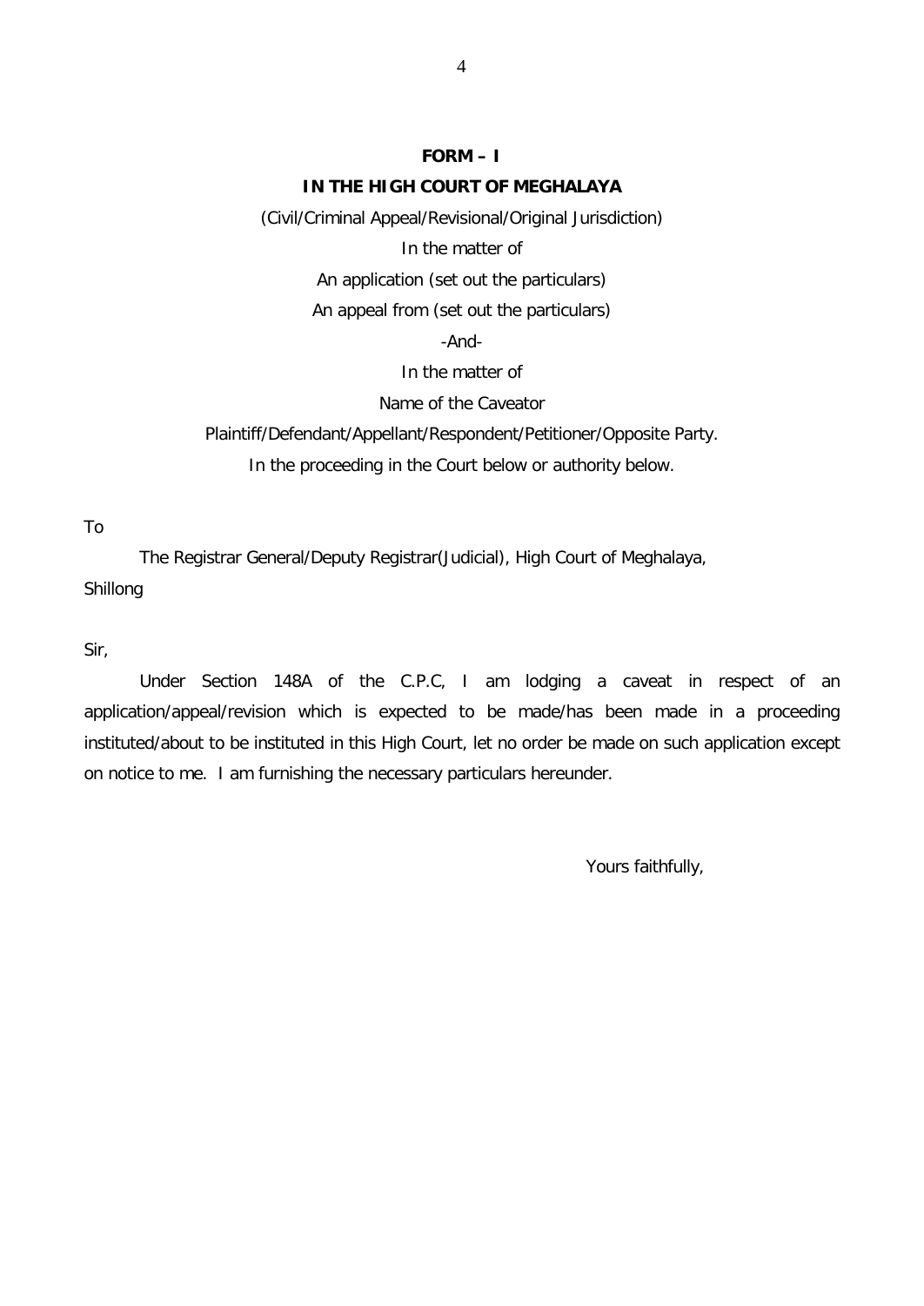**FORM – I**

**IN THE HIGH COURT OF MEGHALAYA**

(Civil/Criminal Appeal/Revisional/Original Jurisdiction)

In the matter of

An application (set out the particulars)

An appeal from (set out the particulars)

-And-

In the matter of

Name of the Caveator

Plaintiff/Defendant/Appellant/Respondent/Petitioner/Opposite Party.

In the proceeding in the Court below or authority below.

To

The Registrar General/Deputy Registrar(Judicial), High Court of Meghalaya, Shillong

Sir,

Under Section 148A of the C.P.C, I am lodging a caveat in respect of an application/appeal/revision which is expected to be made/has been made in a proceeding instituted/about to be instituted in this High Court, let no order be made on such application except on notice to me. I am furnishing the necessary particulars hereunder.

Yours faithfully,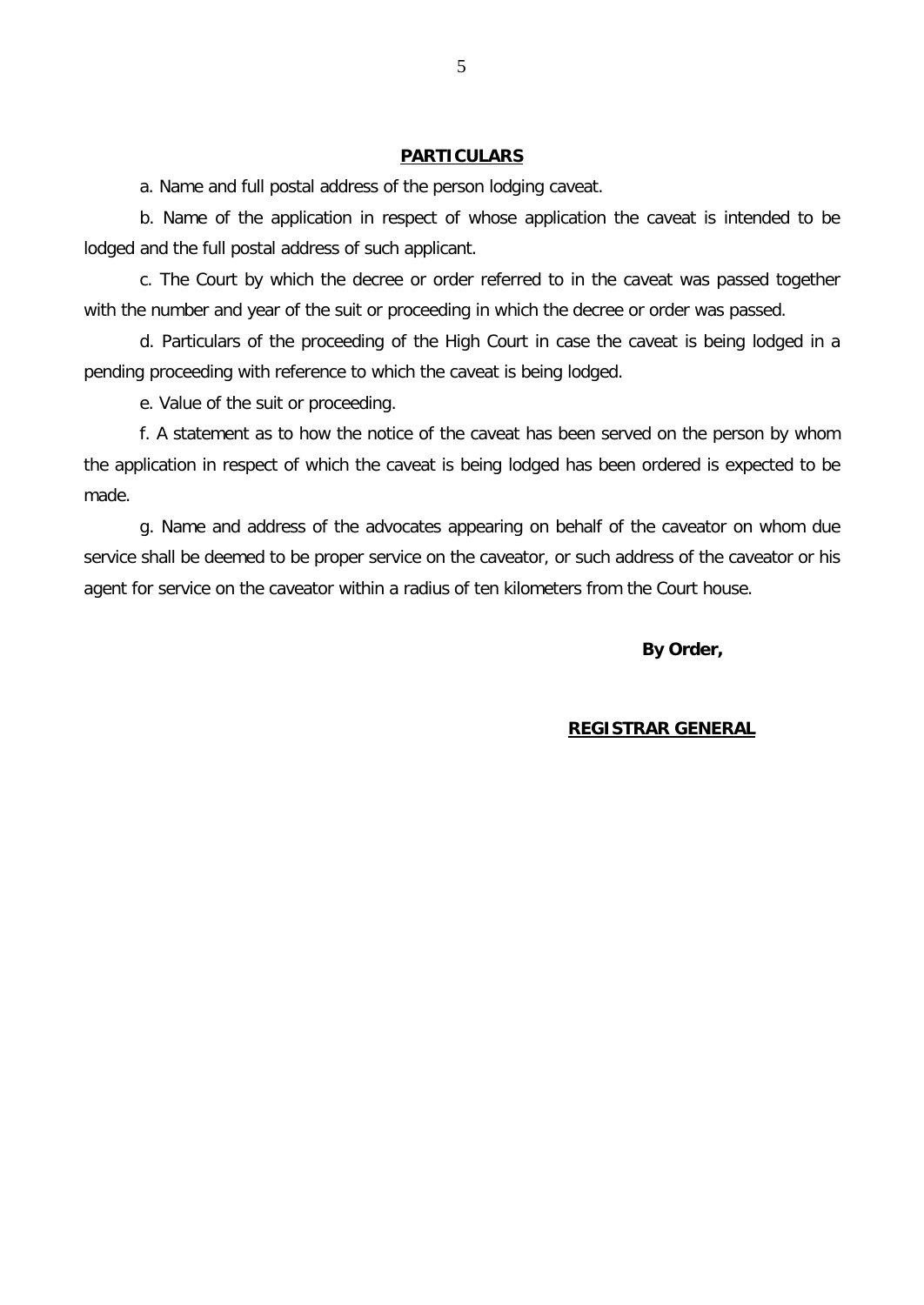**PARTICULARS**

a. Name and full postal address of the person lodging caveat.

b. Name of the application in respect of whose application the caveat is intended to be lodged and the full postal address of such applicant.

c. The Court by which the decree or order referred to in the caveat was passed together with the number and year of the suit or proceeding in which the decree or order was passed.

d. Particulars of the proceeding of the High Court in case the caveat is being lodged in a pending proceeding with reference to which the caveat is being lodged.

e. Value of the suit or proceeding.

f. A statement as to how the notice of the caveat has been served on the person by whom the application in respect of which the caveat is being lodged has been ordered is expected to be made.

g. Name and address of the advocates appearing on behalf of the caveator on whom due service shall be deemed to be proper service on the caveator, or such address of the caveator or his agent for service on the caveator within a radius of ten kilometers from the Court house.

**By Order,**

**REGISTRAR GENERAL**